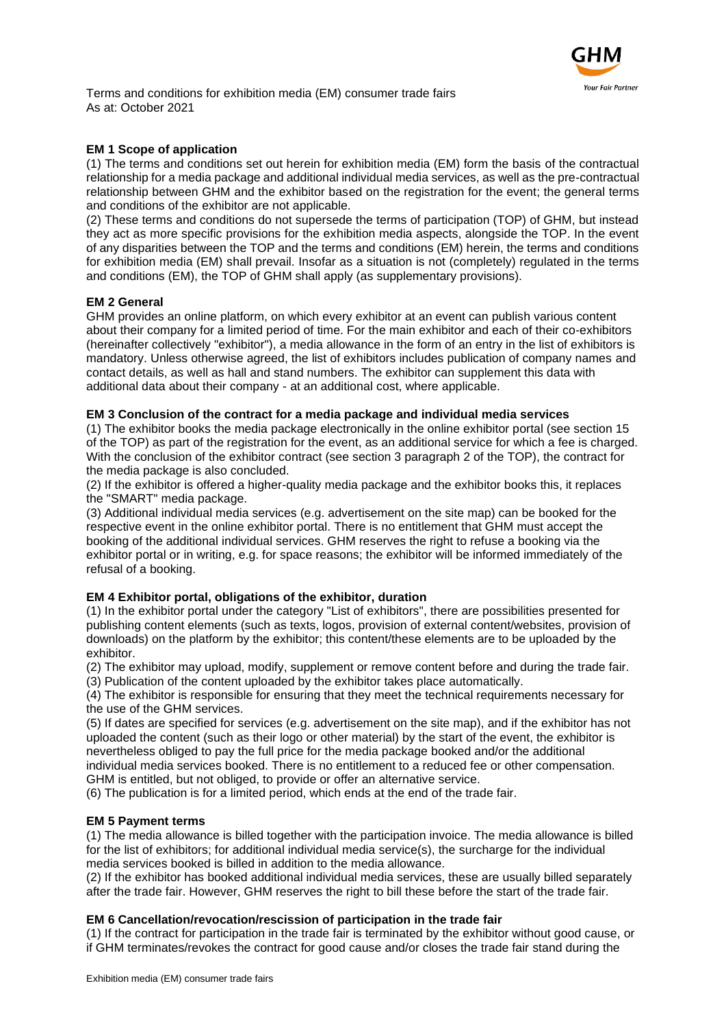Terms and conditions for exhibition media (EM) consumer trade fairs
As at: October 2021

**EM 1 Scope of application**

(1) The terms and conditions set out herein for exhibition media (EM) form the basis of the contractual relationship for a media package and additional individual media services, as well as the pre-contractual relationship between GHM and the exhibitor based on the registration for the event; the general terms and conditions of the exhibitor are not applicable.

(2) These terms and conditions do not supersede the terms of participation (TOP) of GHM, but instead they act as more specific provisions for the exhibition media aspects, alongside the TOP. In the event of any disparities between the TOP and the terms and conditions (EM) herein, the terms and conditions for exhibition media (EM) shall prevail. Insofar as a situation is not (completely) regulated in the terms and conditions (EM), the TOP of GHM shall apply (as supplementary provisions).

**EM 2 General**

GHM provides an online platform, on which every exhibitor at an event can publish various content about their company for a limited period of time. For the main exhibitor and each of their co-exhibitors (hereinafter collectively "exhibitor"), a media allowance in the form of an entry in the list of exhibitors is mandatory. Unless otherwise agreed, the list of exhibitors includes publication of company names and contact details, as well as hall and stand numbers. The exhibitor can supplement this data with additional data about their company - at an additional cost, where applicable.

**EM 3 Conclusion of the contract for a media package and individual media services**

(1) The exhibitor books the media package electronically in the online exhibitor portal (see section 15 of the TOP) as part of the registration for the event, as an additional service for which a fee is charged. With the conclusion of the exhibitor contract (see section 3 paragraph 2 of the TOP), the contract for the media package is also concluded.

(2) If the exhibitor is offered a higher-quality media package and the exhibitor books this, it replaces the "SMART" media package.

(3) Additional individual media services (e.g. advertisement on the site map) can be booked for the respective event in the online exhibitor portal. There is no entitlement that GHM must accept the booking of the additional individual services. GHM reserves the right to refuse a booking via the exhibitor portal or in writing, e.g. for space reasons; the exhibitor will be informed immediately of the refusal of a booking.

**EM 4 Exhibitor portal, obligations of the exhibitor, duration**

(1) In the exhibitor portal under the category "List of exhibitors", there are possibilities presented for publishing content elements (such as texts, logos, provision of external content/websites, provision of downloads) on the platform by the exhibitor; this content/these elements are to be uploaded by the exhibitor.

(2) The exhibitor may upload, modify, supplement or remove content before and during the trade fair.

(3) Publication of the content uploaded by the exhibitor takes place automatically.

(4) The exhibitor is responsible for ensuring that they meet the technical requirements necessary for the use of the GHM services.

(5) If dates are specified for services (e.g. advertisement on the site map), and if the exhibitor has not uploaded the content (such as their logo or other material) by the start of the event, the exhibitor is nevertheless obliged to pay the full price for the media package booked and/or the additional individual media services booked. There is no entitlement to a reduced fee or other compensation. GHM is entitled, but not obliged, to provide or offer an alternative service.

(6) The publication is for a limited period, which ends at the end of the trade fair.

**EM 5 Payment terms**

(1) The media allowance is billed together with the participation invoice. The media allowance is billed for the list of exhibitors; for additional individual media service(s), the surcharge for the individual media services booked is billed in addition to the media allowance.

(2) If the exhibitor has booked additional individual media services, these are usually billed separately after the trade fair. However, GHM reserves the right to bill these before the start of the trade fair.

**EM 6 Cancellation/revocation/rescission of participation in the trade fair**

(1) If the contract for participation in the trade fair is terminated by the exhibitor without good cause, or if GHM terminates/revokes the contract for good cause and/or closes the trade fair stand during the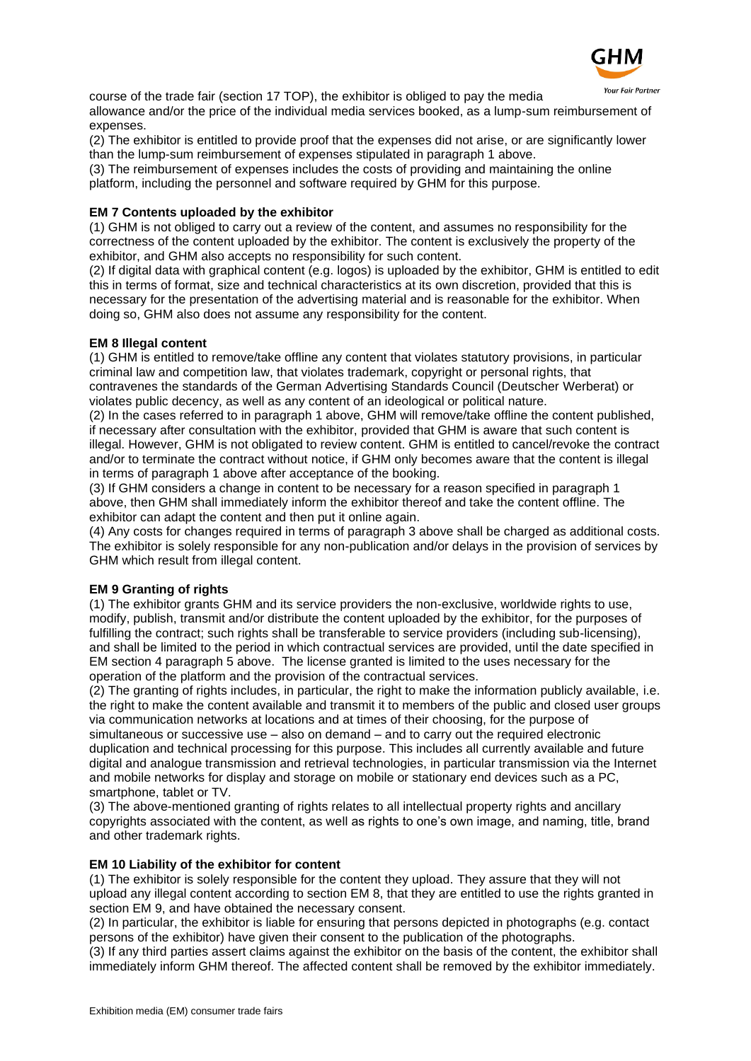course of the trade fair (section 17 TOP), the exhibitor is obliged to pay the media allowance and/or the price of the individual media services booked, as a lump-sum reimbursement of expenses.

(2) The exhibitor is entitled to provide proof that the expenses did not arise, or are significantly lower than the lump-sum reimbursement of expenses stipulated in paragraph 1 above.

(3) The reimbursement of expenses includes the costs of providing and maintaining the online platform, including the personnel and software required by GHM for this purpose.

**EM 7 Contents uploaded by the exhibitor**

(1) GHM is not obliged to carry out a review of the content, and assumes no responsibility for the correctness of the content uploaded by the exhibitor. The content is exclusively the property of the exhibitor, and GHM also accepts no responsibility for such content.

(2) If digital data with graphical content (e.g. logos) is uploaded by the exhibitor, GHM is entitled to edit this in terms of format, size and technical characteristics at its own discretion, provided that this is necessary for the presentation of the advertising material and is reasonable for the exhibitor. When doing so, GHM also does not assume any responsibility for the content.

**EM 8 Illegal content**

(1) GHM is entitled to remove/take offline any content that violates statutory provisions, in particular criminal law and competition law, that violates trademark, copyright or personal rights, that contravenes the standards of the German Advertising Standards Council (Deutscher Werberat) or violates public decency, as well as any content of an ideological or political nature.

(2) In the cases referred to in paragraph 1 above, GHM will remove/take offline the content published, if necessary after consultation with the exhibitor, provided that GHM is aware that such content is illegal. However, GHM is not obligated to review content. GHM is entitled to cancel/revoke the contract and/or to terminate the contract without notice, if GHM only becomes aware that the content is illegal in terms of paragraph 1 above after acceptance of the booking.

(3) If GHM considers a change in content to be necessary for a reason specified in paragraph 1 above, then GHM shall immediately inform the exhibitor thereof and take the content offline. The exhibitor can adapt the content and then put it online again.

(4) Any costs for changes required in terms of paragraph 3 above shall be charged as additional costs. The exhibitor is solely responsible for any non-publication and/or delays in the provision of services by GHM which result from illegal content.

**EM 9 Granting of rights**

(1) The exhibitor grants GHM and its service providers the non-exclusive, worldwide rights to use, modify, publish, transmit and/or distribute the content uploaded by the exhibitor, for the purposes of fulfilling the contract; such rights shall be transferable to service providers (including sub-licensing), and shall be limited to the period in which contractual services are provided, until the date specified in EM section 4 paragraph 5 above. The license granted is limited to the uses necessary for the operation of the platform and the provision of the contractual services.

(2) The granting of rights includes, in particular, the right to make the information publicly available, i.e. the right to make the content available and transmit it to members of the public and closed user groups via communication networks at locations and at times of their choosing, for the purpose of simultaneous or successive use – also on demand – and to carry out the required electronic duplication and technical processing for this purpose. This includes all currently available and future digital and analogue transmission and retrieval technologies, in particular transmission via the Internet and mobile networks for display and storage on mobile or stationary end devices such as a PC, smartphone, tablet or TV.

(3) The above-mentioned granting of rights relates to all intellectual property rights and ancillary copyrights associated with the content, as well as rights to one's own image, and naming, title, brand and other trademark rights.

**EM 10 Liability of the exhibitor for content**

(1) The exhibitor is solely responsible for the content they upload. They assure that they will not upload any illegal content according to section EM 8, that they are entitled to use the rights granted in section EM 9, and have obtained the necessary consent.

(2) In particular, the exhibitor is liable for ensuring that persons depicted in photographs (e.g. contact persons of the exhibitor) have given their consent to the publication of the photographs.

(3) If any third parties assert claims against the exhibitor on the basis of the content, the exhibitor shall immediately inform GHM thereof. The affected content shall be removed by the exhibitor immediately.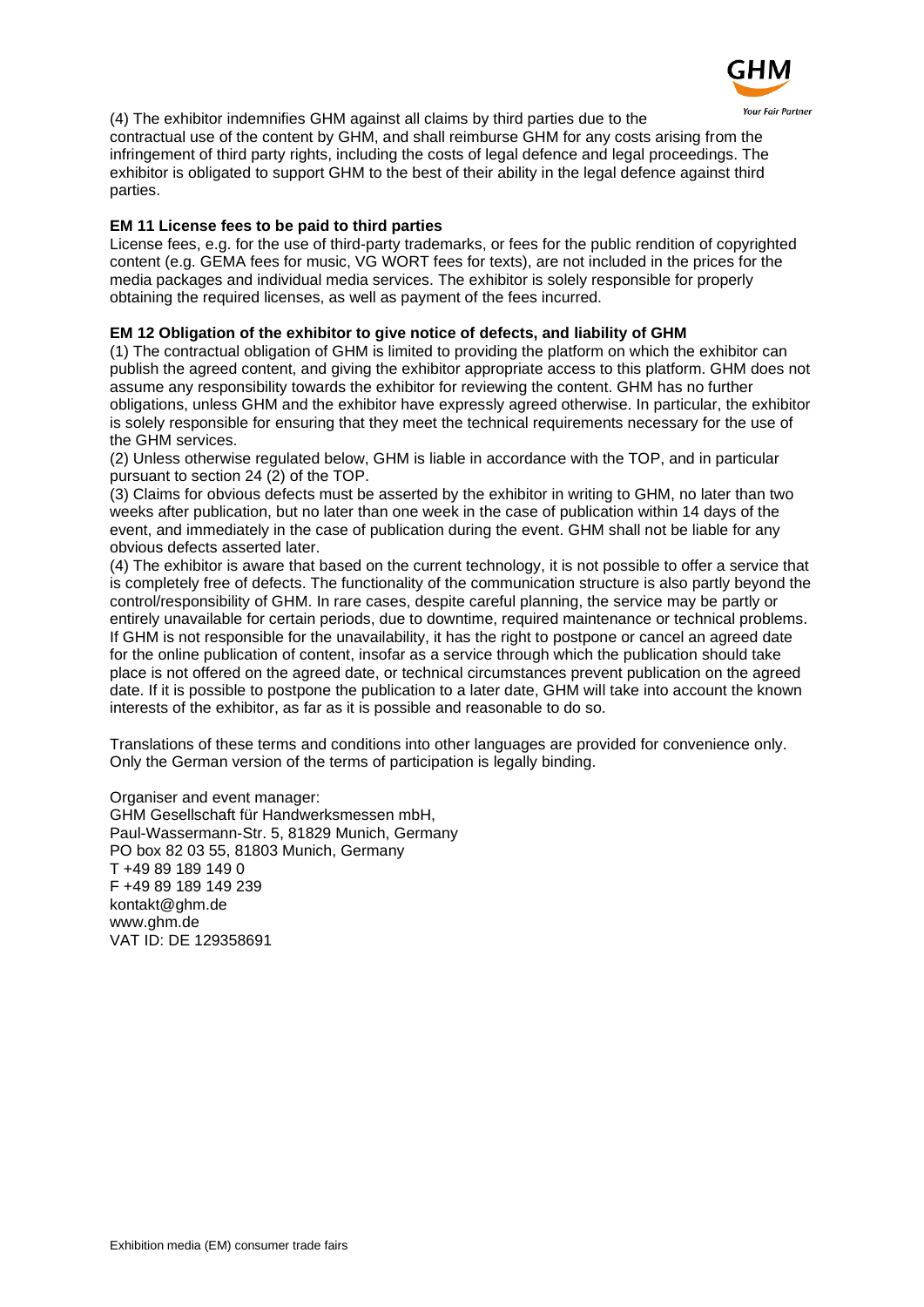(4) The exhibitor indemnifies GHM against all claims by third parties due to the contractual use of the content by GHM, and shall reimburse GHM for any costs arising from the infringement of third party rights, including the costs of legal defence and legal proceedings. The exhibitor is obligated to support GHM to the best of their ability in the legal defence against third parties.

**EM 11 License fees to be paid to third parties**

License fees, e.g. for the use of third-party trademarks, or fees for the public rendition of copyrighted content (e.g. GEMA fees for music, VG WORT fees for texts), are not included in the prices for the media packages and individual media services. The exhibitor is solely responsible for properly obtaining the required licenses, as well as payment of the fees incurred.

**EM 12 Obligation of the exhibitor to give notice of defects, and liability of GHM**

(1) The contractual obligation of GHM is limited to providing the platform on which the exhibitor can publish the agreed content, and giving the exhibitor appropriate access to this platform. GHM does not assume any responsibility towards the exhibitor for reviewing the content. GHM has no further obligations, unless GHM and the exhibitor have expressly agreed otherwise. In particular, the exhibitor is solely responsible for ensuring that they meet the technical requirements necessary for the use of the GHM services.

(2) Unless otherwise regulated below, GHM is liable in accordance with the TOP, and in particular pursuant to section 24 (2) of the TOP.

(3) Claims for obvious defects must be asserted by the exhibitor in writing to GHM, no later than two weeks after publication, but no later than one week in the case of publication within 14 days of the event, and immediately in the case of publication during the event. GHM shall not be liable for any obvious defects asserted later.

(4) The exhibitor is aware that based on the current technology, it is not possible to offer a service that is completely free of defects. The functionality of the communication structure is also partly beyond the control/responsibility of GHM. In rare cases, despite careful planning, the service may be partly or entirely unavailable for certain periods, due to downtime, required maintenance or technical problems. If GHM is not responsible for the unavailability, it has the right to postpone or cancel an agreed date for the online publication of content, insofar as a service through which the publication should take place is not offered on the agreed date, or technical circumstances prevent publication on the agreed date. If it is possible to postpone the publication to a later date, GHM will take into account the known interests of the exhibitor, as far as it is possible and reasonable to do so.

Translations of these terms and conditions into other languages are provided for convenience only. Only the German version of the terms of participation is legally binding.

Organiser and event manager:
GHM Gesellschaft für Handwerksmessen mbH,
Paul-Wassermann-Str. 5, 81829 Munich, Germany
PO box 82 03 55, 81803 Munich, Germany
T +49 89 189 149 0
F +49 89 189 149 239
kontakt@ghm.de
www.ghm.de
VAT ID: DE 129358691